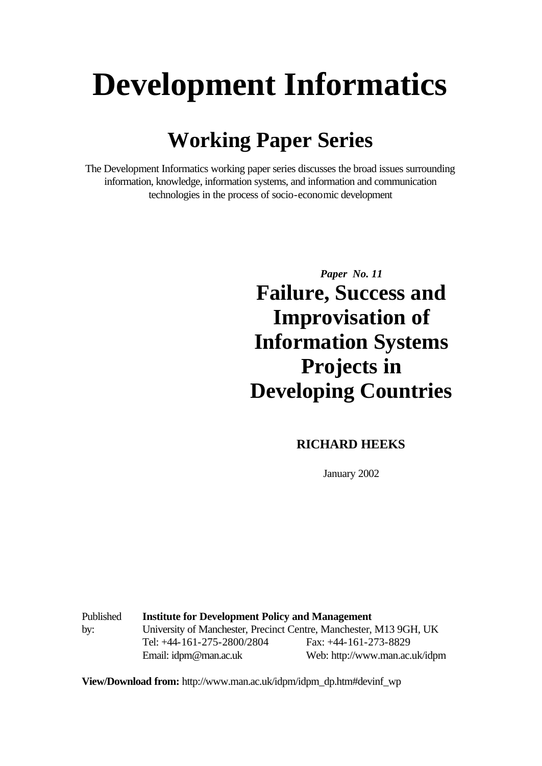# Development Informatics

## Working Paper Series

The Development Informatics working paper series discusses the broad issues surrounding information, knowledge, information systems, and information and communication technologies in the process of socio-economic development

***Paper No. 11***

## Failure, Success and Improvisation of Information Systems Projects in Developing Countries

**RICHARD HEEKS**

January 2002

| Published by: | **Institute for Development Policy and Management** | |
|---|---|---|
| | University of Manchester, Precinct Centre, Manchester, M13 9GH, UK | |
| | Tel: +44-161-275-2800/2804 | Fax: +44-161-273-8829 |
| | Email: idpm@man.ac.uk | Web: http://www.man.ac.uk/idpm |

**View/Download from:** http://www.man.ac.uk/idpm/idpm_dp.htm#devinf_wp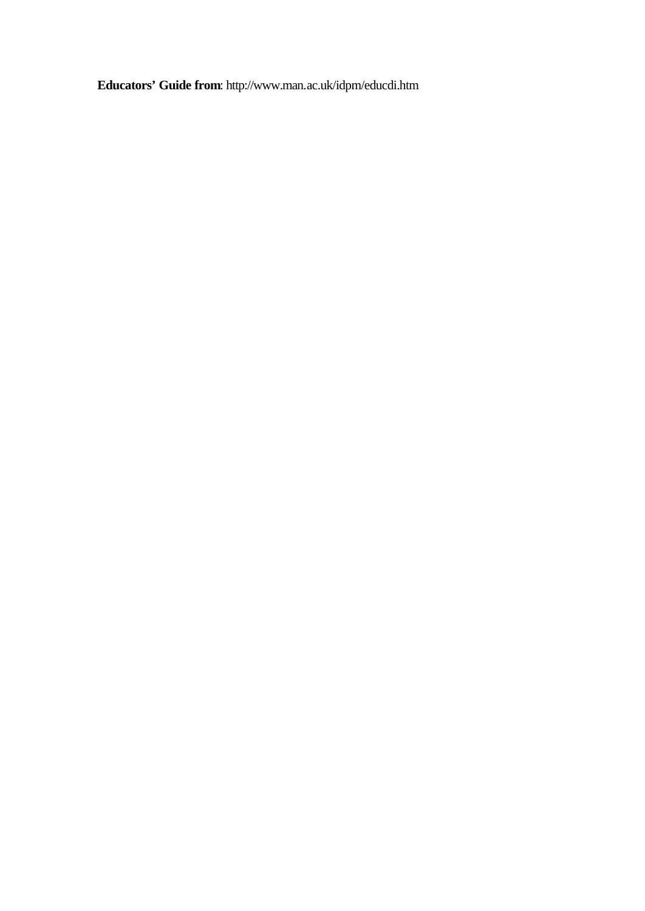**Educators' Guide from**: http://www.man.ac.uk/idpm/educdi.htm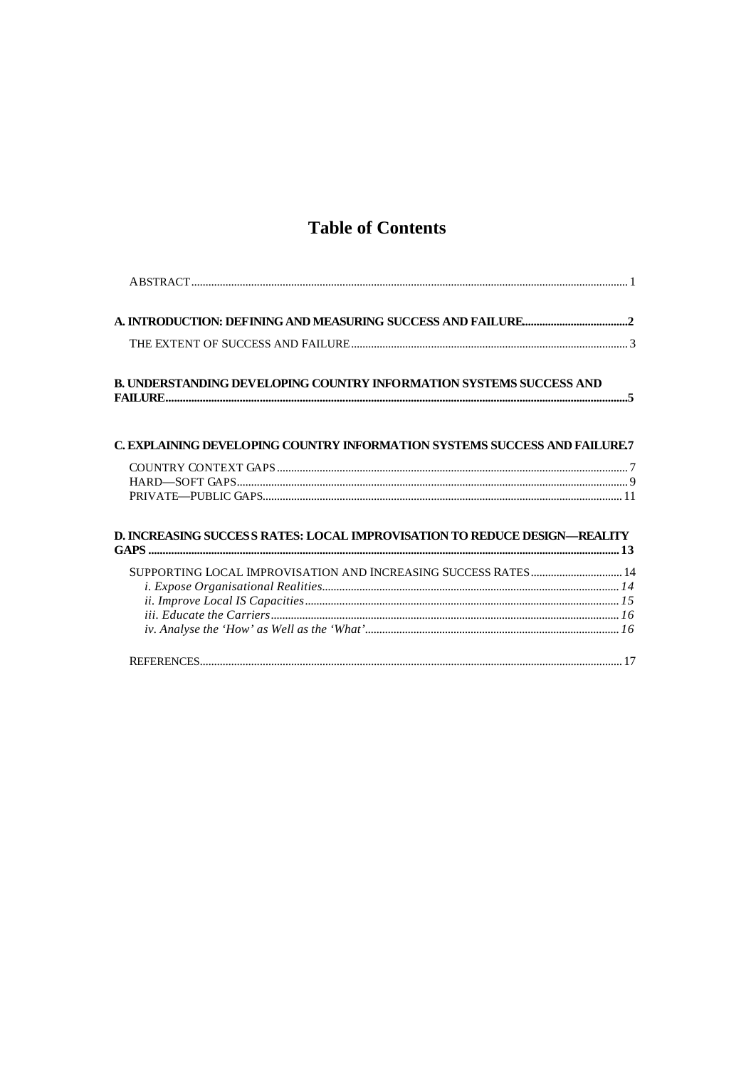# Table of Contents

ABSTRACT ........................................................................................................................................................ 1

**A. INTRODUCTION: DEFINING AND MEASURING SUCCESS AND FAILURE ....................................2**

THE EXTENT OF SUCCESS AND FAILURE ................................................................................................ 3

**B. UNDERSTANDING DEVELOPING COUNTRY INFORMATION SYSTEMS SUCCESS AND FAILURE ..................................................................................................................................................5**

**C. EXPLAINING DEVELOPING COUNTRY INFORMATION SYSTEMS SUCCESS AND FAILURE.7**

COUNTRY CONTEXT GAPS ......................................................................................................................... 7
HARD—SOFT GAPS ....................................................................................................................................... 9
PRIVATE—PUBLIC GAPS ............................................................................................................................ 11

**D. INCREASING SUCCESS RATES: LOCAL IMPROVISATION TO REDUCE DESIGN—REALITY GAPS ...................................................................................................................................................... 13**

SUPPORTING LOCAL IMPROVISATION AND INCREASING SUCCESS RATES ................................ 14
*i. Expose Organisational Realities ........................................................................................................ 14*
*ii. Improve Local IS Capacities ............................................................................................................. 15*
*iii. Educate the Carriers ......................................................................................................................... 16*
*iv. Analyse the 'How' as Well as the 'What' ......................................................................................... 16*

REFERENCES ................................................................................................................................................. 17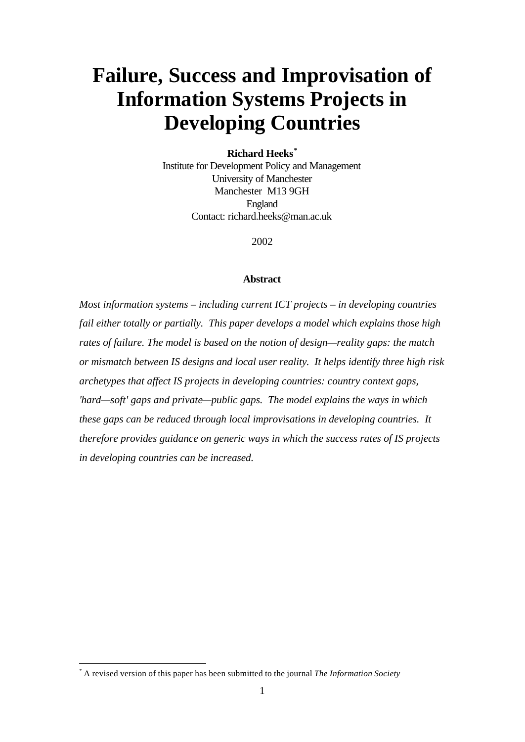# Failure, Success and Improvisation of Information Systems Projects in Developing Countries

**Richard Heeks** [*]

Institute for Development Policy and Management
University of Manchester
Manchester M13 9GH
England
Contact: richard.heeks@man.ac.uk

2002

**Abstract**

*Most information systems – including current ICT projects – in developing countries fail either totally or partially. This paper develops a model which explains those high rates of failure. The model is based on the notion of design—reality gaps: the match or mismatch between IS designs and local user reality. It helps identify three high risk archetypes that affect IS projects in developing countries: country context gaps, 'hard—soft' gaps and private—public gaps. The model explains the ways in which these gaps can be reduced through local improvisations in developing countries. It therefore provides guidance on generic ways in which the success rates of IS projects in developing countries can be increased.*

[*] A revised version of this paper has been submitted to the journal *The Information Society*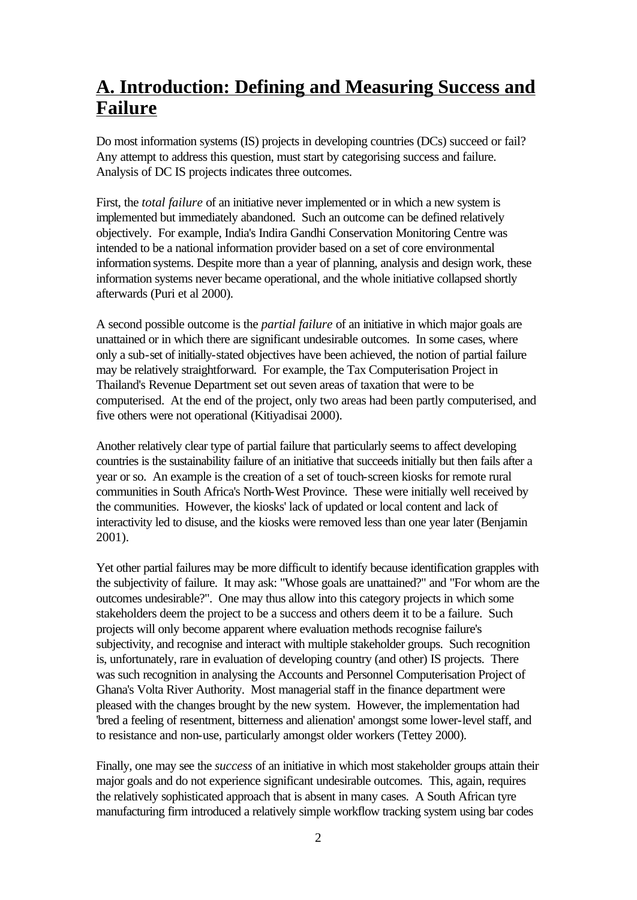## A. Introduction: Defining and Measuring Success and Failure

Do most information systems (IS) projects in developing countries (DCs) succeed or fail? Any attempt to address this question, must start by categorising success and failure. Analysis of DC IS projects indicates three outcomes.

First, the *total failure* of an initiative never implemented or in which a new system is implemented but immediately abandoned. Such an outcome can be defined relatively objectively. For example, India's Indira Gandhi Conservation Monitoring Centre was intended to be a national information provider based on a set of core environmental information systems. Despite more than a year of planning, analysis and design work, these information systems never became operational, and the whole initiative collapsed shortly afterwards (Puri et al 2000).

A second possible outcome is the *partial failure* of an initiative in which major goals are unattained or in which there are significant undesirable outcomes. In some cases, where only a sub-set of initially-stated objectives have been achieved, the notion of partial failure may be relatively straightforward. For example, the Tax Computerisation Project in Thailand's Revenue Department set out seven areas of taxation that were to be computerised. At the end of the project, only two areas had been partly computerised, and five others were not operational (Kitiyadisai 2000).

Another relatively clear type of partial failure that particularly seems to affect developing countries is the sustainability failure of an initiative that succeeds initially but then fails after a year or so. An example is the creation of a set of touch-screen kiosks for remote rural communities in South Africa's North-West Province. These were initially well received by the communities. However, the kiosks' lack of updated or local content and lack of interactivity led to disuse, and the kiosks were removed less than one year later (Benjamin 2001).

Yet other partial failures may be more difficult to identify because identification grapples with the subjectivity of failure. It may ask: "Whose goals are unattained?" and "For whom are the outcomes undesirable?". One may thus allow into this category projects in which some stakeholders deem the project to be a success and others deem it to be a failure. Such projects will only become apparent where evaluation methods recognise failure's subjectivity, and recognise and interact with multiple stakeholder groups. Such recognition is, unfortunately, rare in evaluation of developing country (and other) IS projects. There was such recognition in analysing the Accounts and Personnel Computerisation Project of Ghana's Volta River Authority. Most managerial staff in the finance department were pleased with the changes brought by the new system. However, the implementation had 'bred a feeling of resentment, bitterness and alienation' amongst some lower-level staff, and to resistance and non-use, particularly amongst older workers (Tettey 2000).

Finally, one may see the *success* of an initiative in which most stakeholder groups attain their major goals and do not experience significant undesirable outcomes. This, again, requires the relatively sophisticated approach that is absent in many cases. A South African tyre manufacturing firm introduced a relatively simple workflow tracking system using bar codes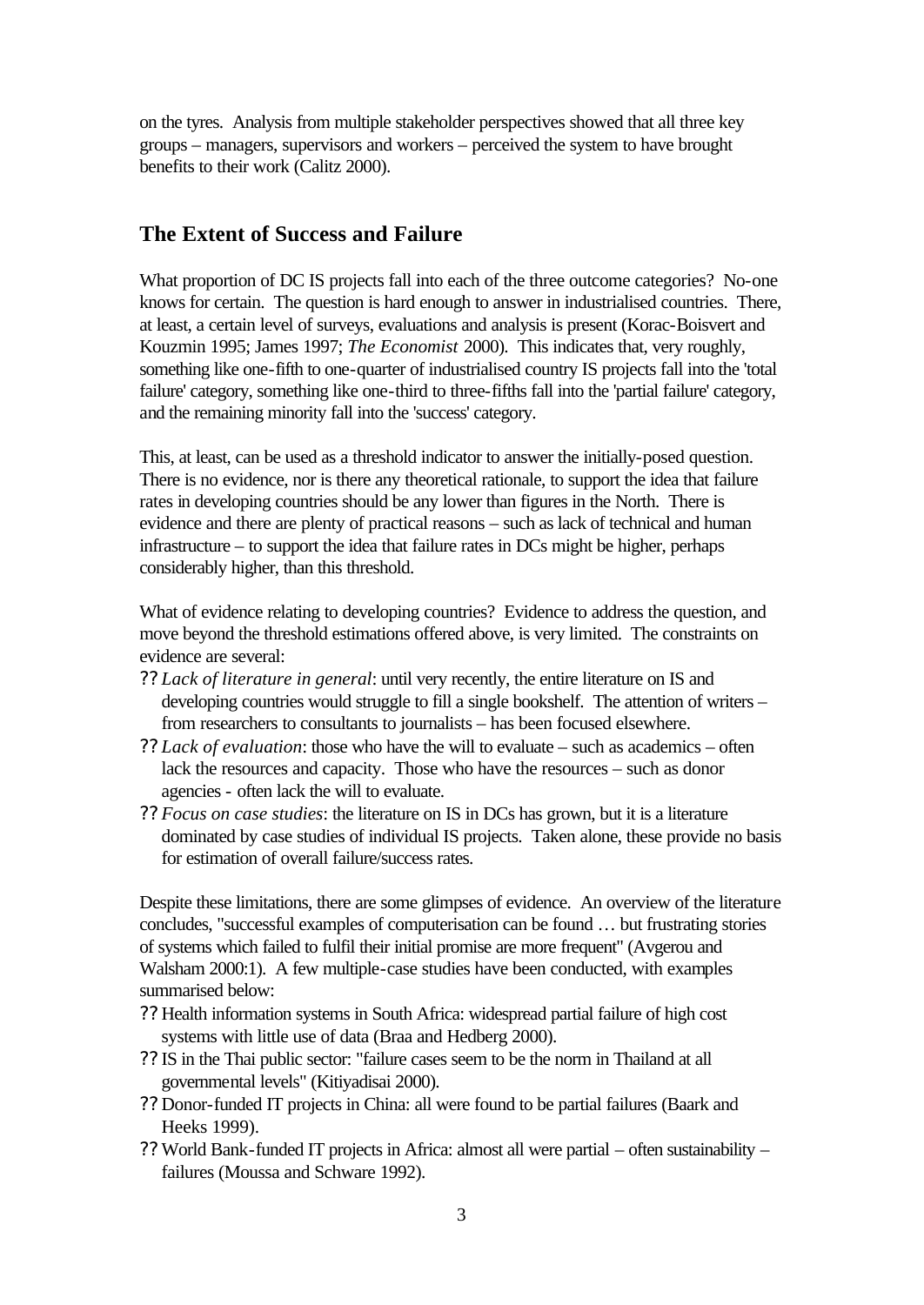on the tyres. Analysis from multiple stakeholder perspectives showed that all three key groups – managers, supervisors and workers – perceived the system to have brought benefits to their work (Calitz 2000).

## The Extent of Success and Failure

What proportion of DC IS projects fall into each of the three outcome categories? No-one knows for certain. The question is hard enough to answer in industrialised countries. There, at least, a certain level of surveys, evaluations and analysis is present (Korac-Boisvert and Kouzmin 1995; James 1997; *The Economist* 2000). This indicates that, very roughly, something like one-fifth to one-quarter of industrialised country IS projects fall into the 'total failure' category, something like one-third to three-fifths fall into the 'partial failure' category, and the remaining minority fall into the 'success' category.

This, at least, can be used as a threshold indicator to answer the initially-posed question. There is no evidence, nor is there any theoretical rationale, to support the idea that failure rates in developing countries should be any lower than figures in the North. There is evidence and there are plenty of practical reasons – such as lack of technical and human infrastructure – to support the idea that failure rates in DCs might be higher, perhaps considerably higher, than this threshold.

What of evidence relating to developing countries? Evidence to address the question, and move beyond the threshold estimations offered above, is very limited. The constraints on evidence are several:

- *Lack of literature in general*: until very recently, the entire literature on IS and developing countries would struggle to fill a single bookshelf. The attention of writers – from researchers to consultants to journalists – has been focused elsewhere.
- *Lack of evaluation*: those who have the will to evaluate – such as academics – often lack the resources and capacity. Those who have the resources – such as donor agencies - often lack the will to evaluate.
- *Focus on case studies*: the literature on IS in DCs has grown, but it is a literature dominated by case studies of individual IS projects. Taken alone, these provide no basis for estimation of overall failure/success rates.

Despite these limitations, there are some glimpses of evidence. An overview of the literature concludes, "successful examples of computerisation can be found … but frustrating stories of systems which failed to fulfil their initial promise are more frequent" (Avgerou and Walsham 2000:1). A few multiple-case studies have been conducted, with examples summarised below:

- Health information systems in South Africa: widespread partial failure of high cost systems with little use of data (Braa and Hedberg 2000).
- IS in the Thai public sector: "failure cases seem to be the norm in Thailand at all governmental levels" (Kitiyadisai 2000).
- Donor-funded IT projects in China: all were found to be partial failures (Baark and Heeks 1999).
- World Bank-funded IT projects in Africa: almost all were partial – often sustainability – failures (Moussa and Schware 1992).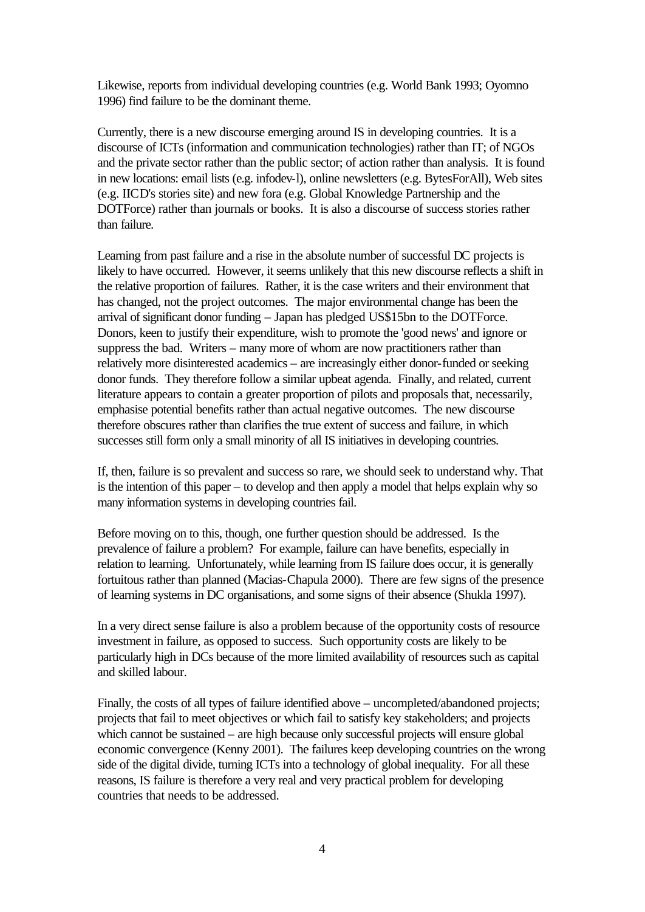Likewise, reports from individual developing countries (e.g. World Bank 1993; Oyomno 1996) find failure to be the dominant theme.

Currently, there is a new discourse emerging around IS in developing countries. It is a discourse of ICTs (information and communication technologies) rather than IT; of NGOs and the private sector rather than the public sector; of action rather than analysis. It is found in new locations: email lists (e.g. infodev-l), online newsletters (e.g. BytesForAll), Web sites (e.g. IICD's stories site) and new fora (e.g. Global Knowledge Partnership and the DOTForce) rather than journals or books. It is also a discourse of success stories rather than failure.

Learning from past failure and a rise in the absolute number of successful DC projects is likely to have occurred. However, it seems unlikely that this new discourse reflects a shift in the relative proportion of failures. Rather, it is the case writers and their environment that has changed, not the project outcomes. The major environmental change has been the arrival of significant donor funding – Japan has pledged US$15bn to the DOTForce. Donors, keen to justify their expenditure, wish to promote the 'good news' and ignore or suppress the bad. Writers – many more of whom are now practitioners rather than relatively more disinterested academics – are increasingly either donor-funded or seeking donor funds. They therefore follow a similar upbeat agenda. Finally, and related, current literature appears to contain a greater proportion of pilots and proposals that, necessarily, emphasise potential benefits rather than actual negative outcomes. The new discourse therefore obscures rather than clarifies the true extent of success and failure, in which successes still form only a small minority of all IS initiatives in developing countries.

If, then, failure is so prevalent and success so rare, we should seek to understand why. That is the intention of this paper – to develop and then apply a model that helps explain why so many information systems in developing countries fail.

Before moving on to this, though, one further question should be addressed. Is the prevalence of failure a problem? For example, failure can have benefits, especially in relation to learning. Unfortunately, while learning from IS failure does occur, it is generally fortuitous rather than planned (Macias-Chapula 2000). There are few signs of the presence of learning systems in DC organisations, and some signs of their absence (Shukla 1997).

In a very direct sense failure is also a problem because of the opportunity costs of resource investment in failure, as opposed to success. Such opportunity costs are likely to be particularly high in DCs because of the more limited availability of resources such as capital and skilled labour.

Finally, the costs of all types of failure identified above – uncompleted/abandoned projects; projects that fail to meet objectives or which fail to satisfy key stakeholders; and projects which cannot be sustained – are high because only successful projects will ensure global economic convergence (Kenny 2001). The failures keep developing countries on the wrong side of the digital divide, turning ICTs into a technology of global inequality. For all these reasons, IS failure is therefore a very real and very practical problem for developing countries that needs to be addressed.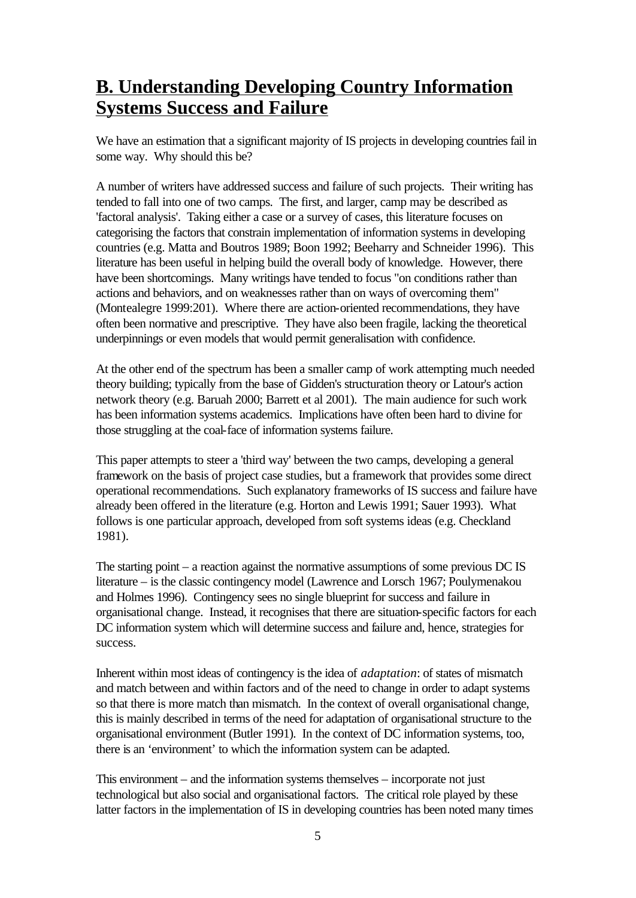## B. Understanding Developing Country Information Systems Success and Failure

We have an estimation that a significant majority of IS projects in developing countries fail in some way. Why should this be?

A number of writers have addressed success and failure of such projects. Their writing has tended to fall into one of two camps. The first, and larger, camp may be described as 'factoral analysis'. Taking either a case or a survey of cases, this literature focuses on categorising the factors that constrain implementation of information systems in developing countries (e.g. Matta and Boutros 1989; Boon 1992; Beeharry and Schneider 1996). This literature has been useful in helping build the overall body of knowledge. However, there have been shortcomings. Many writings have tended to focus "on conditions rather than actions and behaviors, and on weaknesses rather than on ways of overcoming them" (Montealegre 1999:201). Where there are action-oriented recommendations, they have often been normative and prescriptive. They have also been fragile, lacking the theoretical underpinnings or even models that would permit generalisation with confidence.

At the other end of the spectrum has been a smaller camp of work attempting much needed theory building; typically from the base of Gidden's structuration theory or Latour's action network theory (e.g. Baruah 2000; Barrett et al 2001). The main audience for such work has been information systems academics. Implications have often been hard to divine for those struggling at the coal-face of information systems failure.

This paper attempts to steer a 'third way' between the two camps, developing a general framework on the basis of project case studies, but a framework that provides some direct operational recommendations. Such explanatory frameworks of IS success and failure have already been offered in the literature (e.g. Horton and Lewis 1991; Sauer 1993). What follows is one particular approach, developed from soft systems ideas (e.g. Checkland 1981).

The starting point – a reaction against the normative assumptions of some previous DC IS literature – is the classic contingency model (Lawrence and Lorsch 1967; Poulymenakou and Holmes 1996). Contingency sees no single blueprint for success and failure in organisational change. Instead, it recognises that there are situation-specific factors for each DC information system which will determine success and failure and, hence, strategies for success.

Inherent within most ideas of contingency is the idea of *adaptation*: of states of mismatch and match between and within factors and of the need to change in order to adapt systems so that there is more match than mismatch. In the context of overall organisational change, this is mainly described in terms of the need for adaptation of organisational structure to the organisational environment (Butler 1991). In the context of DC information systems, too, there is an 'environment' to which the information system can be adapted.

This environment – and the information systems themselves – incorporate not just technological but also social and organisational factors. The critical role played by these latter factors in the implementation of IS in developing countries has been noted many times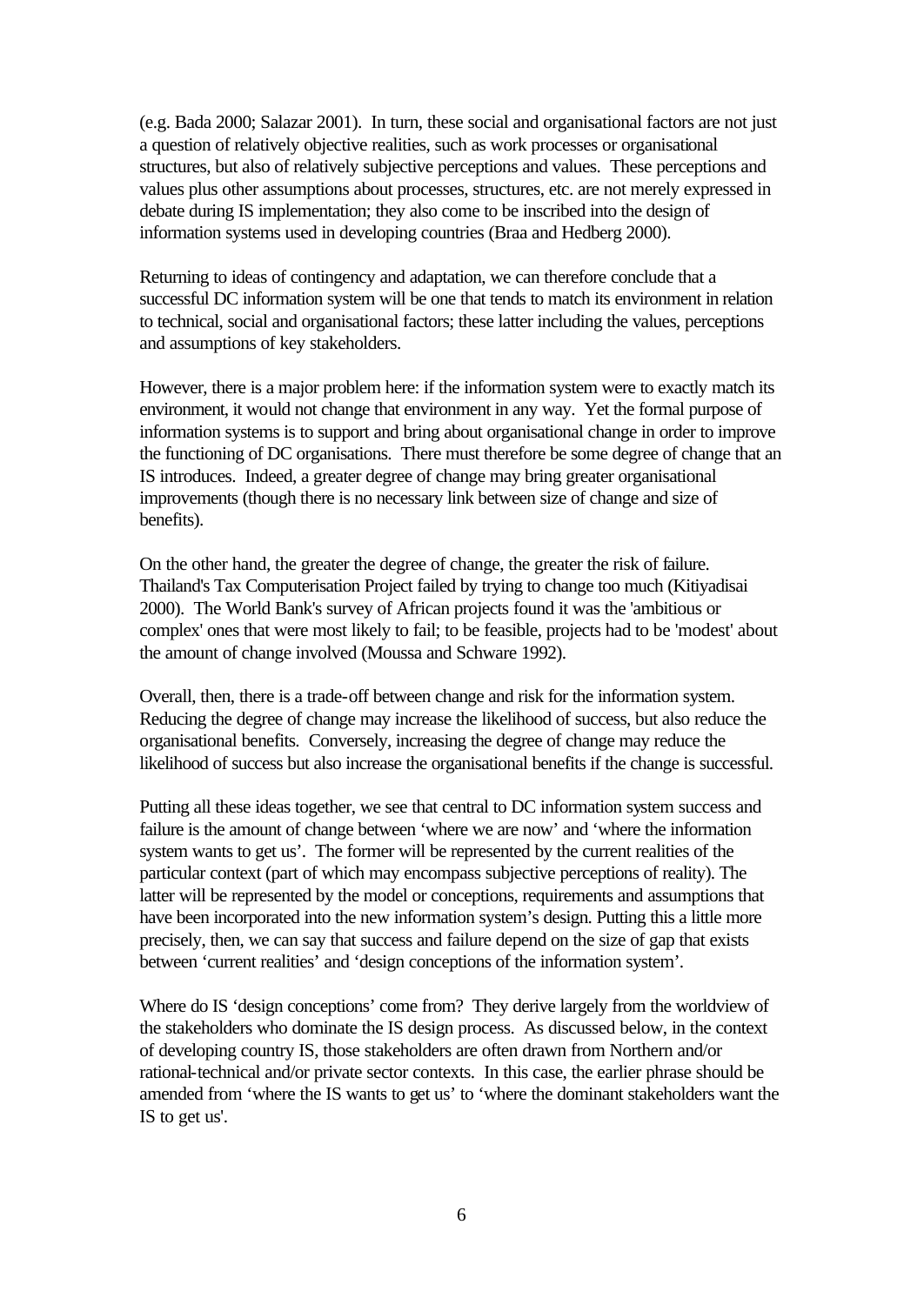(e.g. Bada 2000; Salazar 2001). In turn, these social and organisational factors are not just a question of relatively objective realities, such as work processes or organisational structures, but also of relatively subjective perceptions and values. These perceptions and values plus other assumptions about processes, structures, etc. are not merely expressed in debate during IS implementation; they also come to be inscribed into the design of information systems used in developing countries (Braa and Hedberg 2000).

Returning to ideas of contingency and adaptation, we can therefore conclude that a successful DC information system will be one that tends to match its environment in relation to technical, social and organisational factors; these latter including the values, perceptions and assumptions of key stakeholders.

However, there is a major problem here: if the information system were to exactly match its environment, it would not change that environment in any way. Yet the formal purpose of information systems is to support and bring about organisational change in order to improve the functioning of DC organisations. There must therefore be some degree of change that an IS introduces. Indeed, a greater degree of change may bring greater organisational improvements (though there is no necessary link between size of change and size of benefits).

On the other hand, the greater the degree of change, the greater the risk of failure. Thailand's Tax Computerisation Project failed by trying to change too much (Kitiyadisai 2000). The World Bank's survey of African projects found it was the 'ambitious or complex' ones that were most likely to fail; to be feasible, projects had to be 'modest' about the amount of change involved (Moussa and Schware 1992).

Overall, then, there is a trade-off between change and risk for the information system. Reducing the degree of change may increase the likelihood of success, but also reduce the organisational benefits. Conversely, increasing the degree of change may reduce the likelihood of success but also increase the organisational benefits if the change is successful.

Putting all these ideas together, we see that central to DC information system success and failure is the amount of change between 'where we are now' and 'where the information system wants to get us'. The former will be represented by the current realities of the particular context (part of which may encompass subjective perceptions of reality). The latter will be represented by the model or conceptions, requirements and assumptions that have been incorporated into the new information system's design. Putting this a little more precisely, then, we can say that success and failure depend on the size of gap that exists between 'current realities' and 'design conceptions of the information system'.

Where do IS 'design conceptions' come from? They derive largely from the worldview of the stakeholders who dominate the IS design process. As discussed below, in the context of developing country IS, those stakeholders are often drawn from Northern and/or rational-technical and/or private sector contexts. In this case, the earlier phrase should be amended from 'where the IS wants to get us' to 'where the dominant stakeholders want the IS to get us'.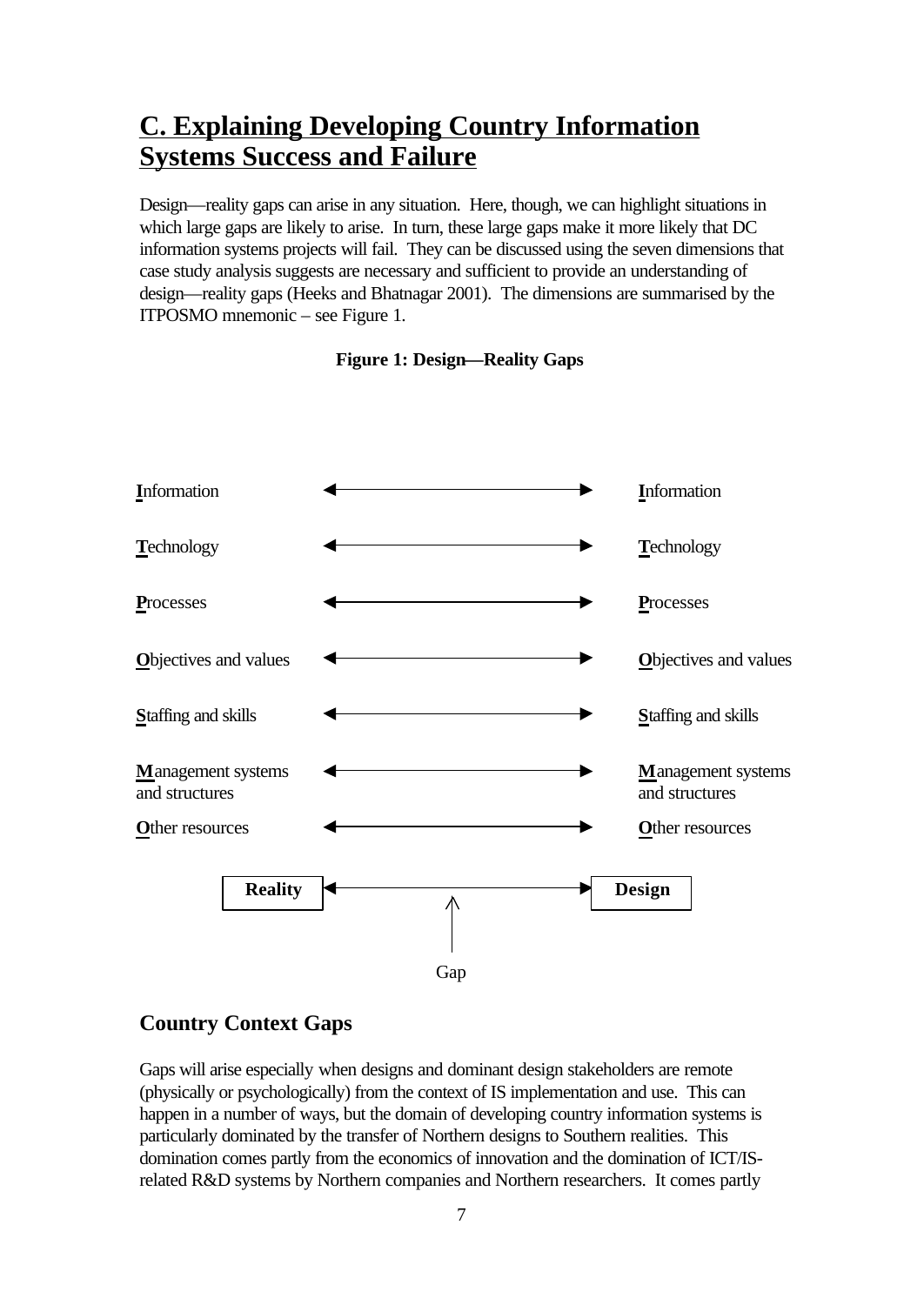## C. Explaining Developing Country Information Systems Success and Failure

Design—reality gaps can arise in any situation. Here, though, we can highlight situations in which large gaps are likely to arise. In turn, these large gaps make it more likely that DC information systems projects will fail. They can be discussed using the seven dimensions that case study analysis suggests are necessary and sufficient to provide an understanding of design—reality gaps (Heeks and Bhatnagar 2001). The dimensions are summarised by the ITPOSMO mnemonic – see Figure 1.

**Figure 1: Design—Reality Gaps**

| Reality | | Design |
|---|---|---|
| **I**nformation | ◄────► | **I**nformation |
| **T**echnology | ◄────► | **T**echnology |
| **P**rocesses | ◄────► | **P**rocesses |
| **O**bjectives and values | ◄────► | **O**bjectives and values |
| **S**taffing and skills | ◄────► | **S**taffing and skills |
| **M**anagement systems and structures | ◄────► | **M**anagement systems and structures |
| **O**ther resources | ◄────► | **O**ther resources |
| **Reality** | ◄── Gap ──► | **Design** |

### Country Context Gaps

Gaps will arise especially when designs and dominant design stakeholders are remote (physically or psychologically) from the context of IS implementation and use. This can happen in a number of ways, but the domain of developing country information systems is particularly dominated by the transfer of Northern designs to Southern realities. This domination comes partly from the economics of innovation and the domination of ICT/IS-related R&D systems by Northern companies and Northern researchers. It comes partly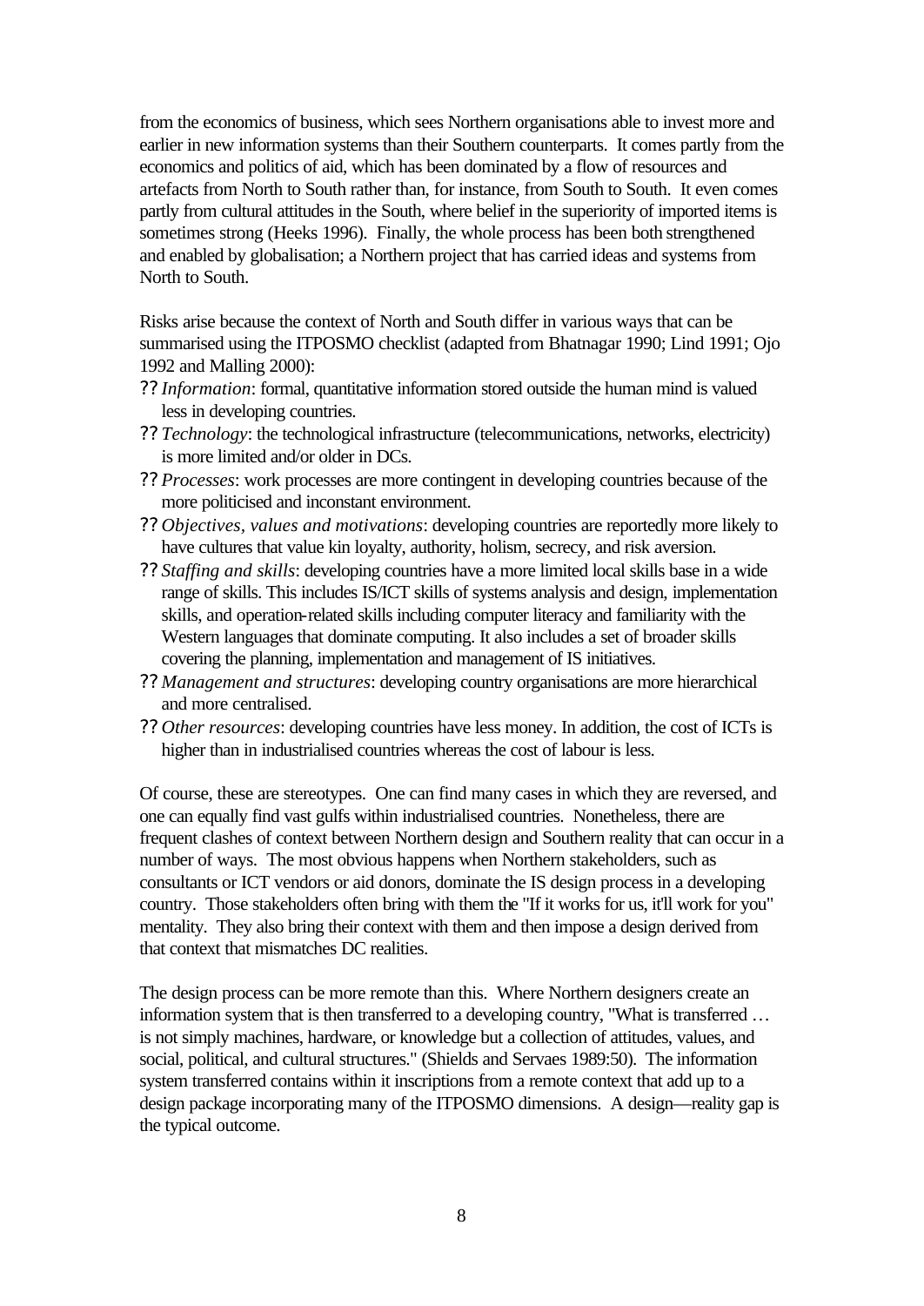from the economics of business, which sees Northern organisations able to invest more and earlier in new information systems than their Southern counterparts. It comes partly from the economics and politics of aid, which has been dominated by a flow of resources and artefacts from North to South rather than, for instance, from South to South. It even comes partly from cultural attitudes in the South, where belief in the superiority of imported items is sometimes strong (Heeks 1996). Finally, the whole process has been both strengthened and enabled by globalisation; a Northern project that has carried ideas and systems from North to South.

Risks arise because the context of North and South differ in various ways that can be summarised using the ITPOSMO checklist (adapted from Bhatnagar 1990; Lind 1991; Ojo 1992 and Malling 2000):

- *Information*: formal, quantitative information stored outside the human mind is valued less in developing countries.
- *Technology*: the technological infrastructure (telecommunications, networks, electricity) is more limited and/or older in DCs.
- *Processes*: work processes are more contingent in developing countries because of the more politicised and inconstant environment.
- *Objectives, values and motivations*: developing countries are reportedly more likely to have cultures that value kin loyalty, authority, holism, secrecy, and risk aversion.
- *Staffing and skills*: developing countries have a more limited local skills base in a wide range of skills. This includes IS/ICT skills of systems analysis and design, implementation skills, and operation-related skills including computer literacy and familiarity with the Western languages that dominate computing. It also includes a set of broader skills covering the planning, implementation and management of IS initiatives.
- *Management and structures*: developing country organisations are more hierarchical and more centralised.
- *Other resources*: developing countries have less money. In addition, the cost of ICTs is higher than in industrialised countries whereas the cost of labour is less.

Of course, these are stereotypes. One can find many cases in which they are reversed, and one can equally find vast gulfs within industrialised countries. Nonetheless, there are frequent clashes of context between Northern design and Southern reality that can occur in a number of ways. The most obvious happens when Northern stakeholders, such as consultants or ICT vendors or aid donors, dominate the IS design process in a developing country. Those stakeholders often bring with them the "If it works for us, it'll work for you" mentality. They also bring their context with them and then impose a design derived from that context that mismatches DC realities.

The design process can be more remote than this. Where Northern designers create an information system that is then transferred to a developing country, "What is transferred … is not simply machines, hardware, or knowledge but a collection of attitudes, values, and social, political, and cultural structures." (Shields and Servaes 1989:50). The information system transferred contains within it inscriptions from a remote context that add up to a design package incorporating many of the ITPOSMO dimensions. A design—reality gap is the typical outcome.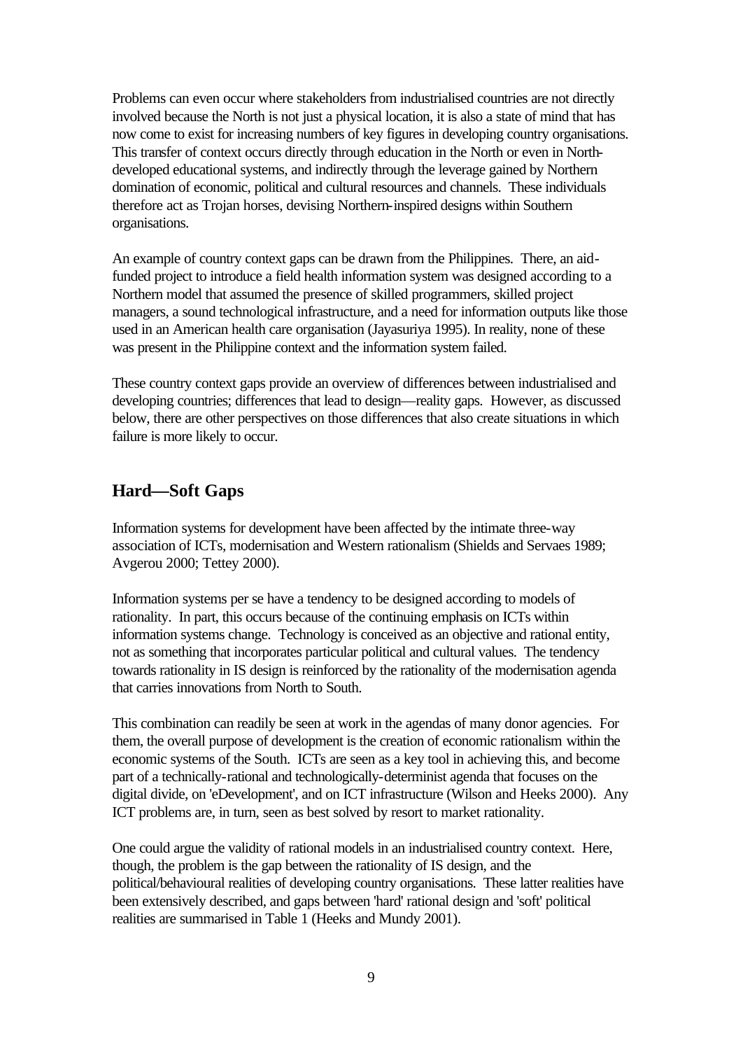Problems can even occur where stakeholders from industrialised countries are not directly involved because the North is not just a physical location, it is also a state of mind that has now come to exist for increasing numbers of key figures in developing country organisations. This transfer of context occurs directly through education in the North or even in North-developed educational systems, and indirectly through the leverage gained by Northern domination of economic, political and cultural resources and channels. These individuals therefore act as Trojan horses, devising Northern-inspired designs within Southern organisations.

An example of country context gaps can be drawn from the Philippines. There, an aid-funded project to introduce a field health information system was designed according to a Northern model that assumed the presence of skilled programmers, skilled project managers, a sound technological infrastructure, and a need for information outputs like those used in an American health care organisation (Jayasuriya 1995). In reality, none of these was present in the Philippine context and the information system failed.

These country context gaps provide an overview of differences between industrialised and developing countries; differences that lead to design—reality gaps. However, as discussed below, there are other perspectives on those differences that also create situations in which failure is more likely to occur.

## Hard—Soft Gaps

Information systems for development have been affected by the intimate three-way association of ICTs, modernisation and Western rationalism (Shields and Servaes 1989; Avgerou 2000; Tettey 2000).

Information systems per se have a tendency to be designed according to models of rationality. In part, this occurs because of the continuing emphasis on ICTs within information systems change. Technology is conceived as an objective and rational entity, not as something that incorporates particular political and cultural values. The tendency towards rationality in IS design is reinforced by the rationality of the modernisation agenda that carries innovations from North to South.

This combination can readily be seen at work in the agendas of many donor agencies. For them, the overall purpose of development is the creation of economic rationalism within the economic systems of the South. ICTs are seen as a key tool in achieving this, and become part of a technically-rational and technologically-determinist agenda that focuses on the digital divide, on 'eDevelopment', and on ICT infrastructure (Wilson and Heeks 2000). Any ICT problems are, in turn, seen as best solved by resort to market rationality.

One could argue the validity of rational models in an industrialised country context. Here, though, the problem is the gap between the rationality of IS design, and the political/behavioural realities of developing country organisations. These latter realities have been extensively described, and gaps between 'hard' rational design and 'soft' political realities are summarised in Table 1 (Heeks and Mundy 2001).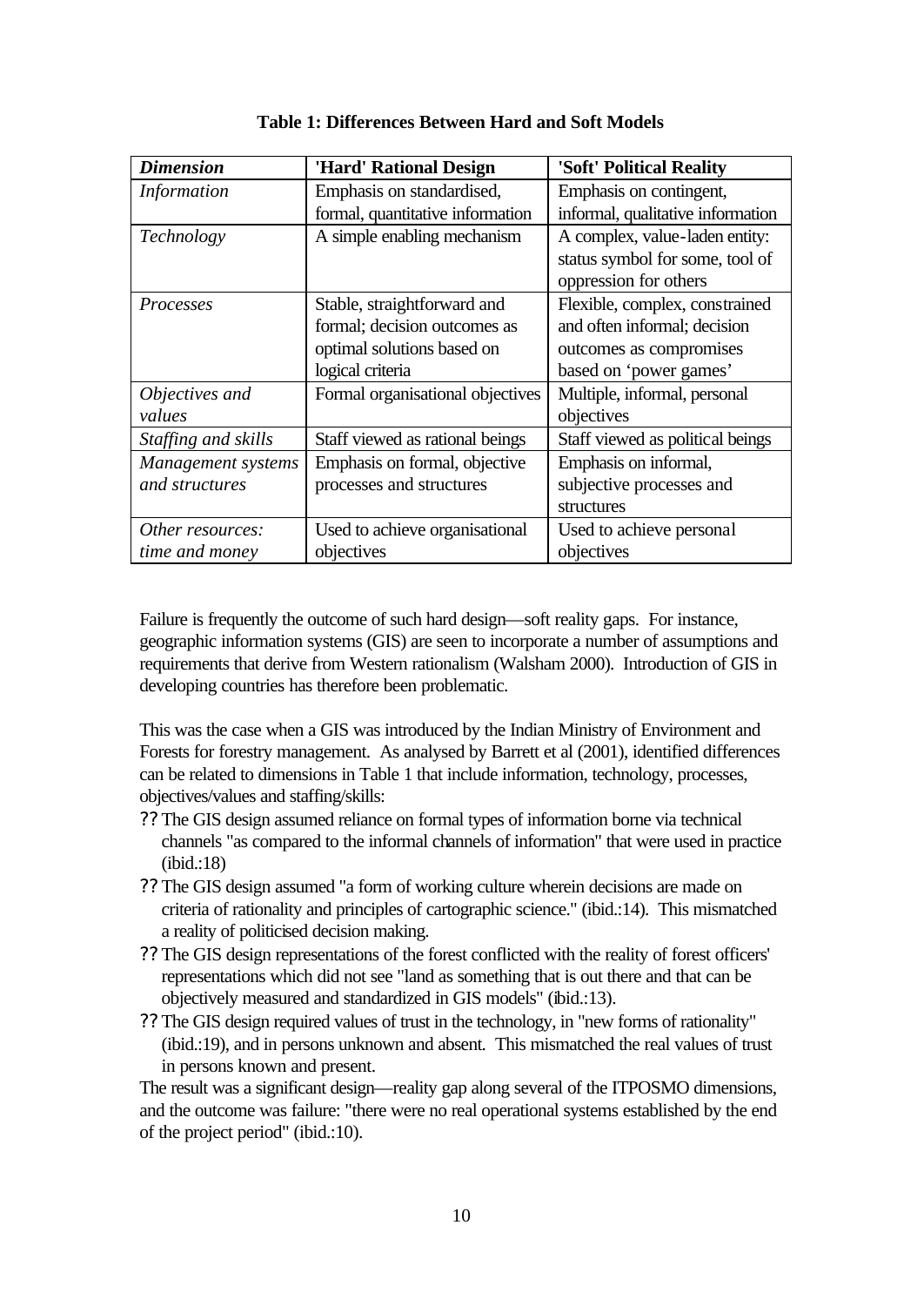**Table 1: Differences Between Hard and Soft Models**

| *Dimension* | **'Hard' Rational Design** | **'Soft' Political Reality** |
|---|---|---|
| *Information* | Emphasis on standardised, formal, quantitative information | Emphasis on contingent, informal, qualitative information |
| *Technology* | A simple enabling mechanism | A complex, value-laden entity: status symbol for some, tool of oppression for others |
| *Processes* | Stable, straightforward and formal; decision outcomes as optimal solutions based on logical criteria | Flexible, complex, constrained and often informal; decision outcomes as compromises based on 'power games' |
| *Objectives and values* | Formal organisational objectives | Multiple, informal, personal objectives |
| *Staffing and skills* | Staff viewed as rational beings | Staff viewed as political beings |
| *Management systems and structures* | Emphasis on formal, objective processes and structures | Emphasis on informal, subjective processes and structures |
| *Other resources: time and money* | Used to achieve organisational objectives | Used to achieve personal objectives |

Failure is frequently the outcome of such hard design—soft reality gaps. For instance, geographic information systems (GIS) are seen to incorporate a number of assumptions and requirements that derive from Western rationalism (Walsham 2000). Introduction of GIS in developing countries has therefore been problematic.

This was the case when a GIS was introduced by the Indian Ministry of Environment and Forests for forestry management. As analysed by Barrett et al (2001), identified differences can be related to dimensions in Table 1 that include information, technology, processes, objectives/values and staffing/skills:

- The GIS design assumed reliance on formal types of information borne via technical channels "as compared to the informal channels of information" that were used in practice (ibid.:18)
- The GIS design assumed "a form of working culture wherein decisions are made on criteria of rationality and principles of cartographic science." (ibid.:14). This mismatched a reality of politicised decision making.
- The GIS design representations of the forest conflicted with the reality of forest officers' representations which did not see "land as something that is out there and that can be objectively measured and standardized in GIS models" (ibid.:13).
- The GIS design required values of trust in the technology, in "new forms of rationality" (ibid.:19), and in persons unknown and absent. This mismatched the real values of trust in persons known and present.

The result was a significant design—reality gap along several of the ITPOSMO dimensions, and the outcome was failure: "there were no real operational systems established by the end of the project period" (ibid.:10).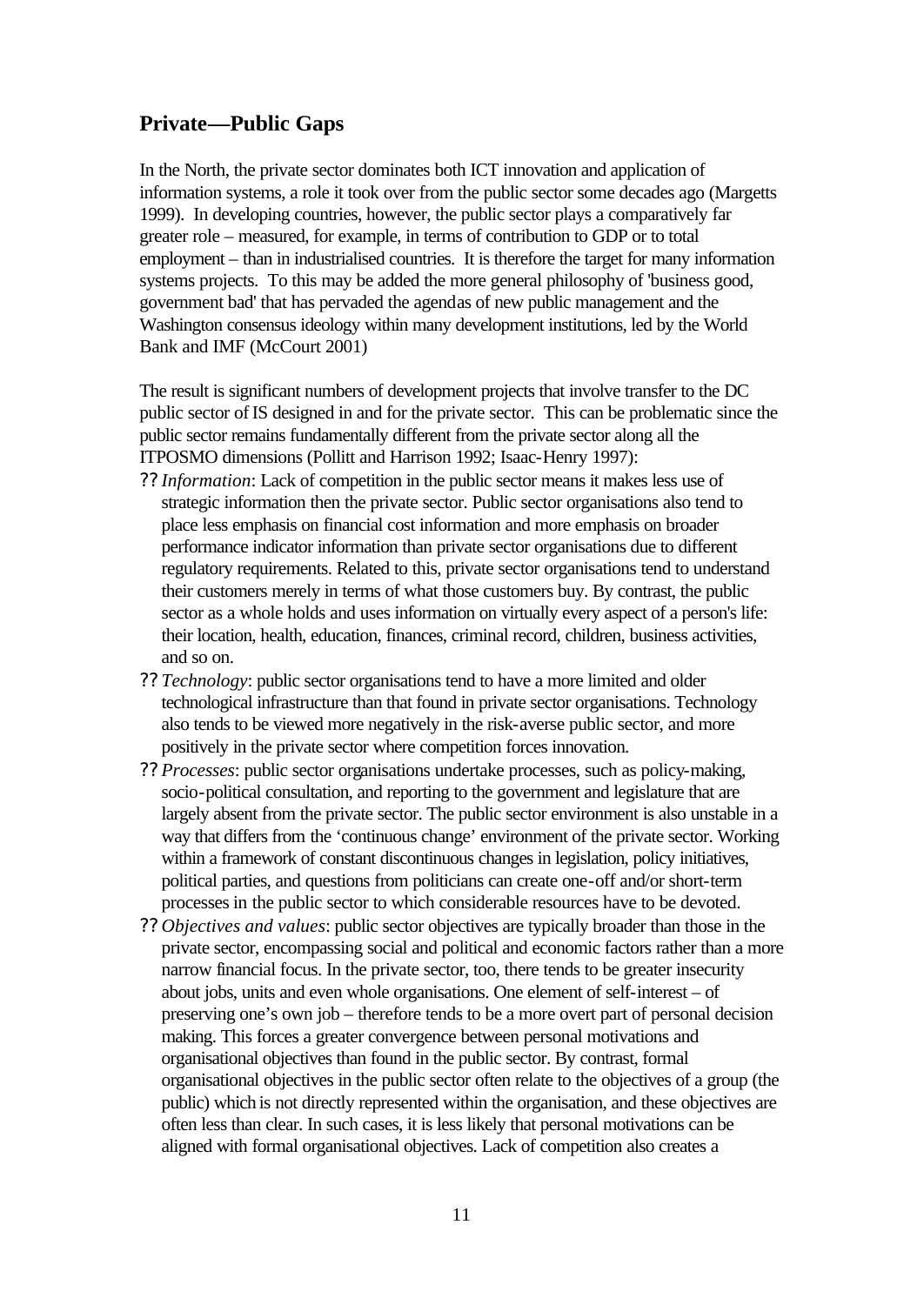## Private—Public Gaps

In the North, the private sector dominates both ICT innovation and application of information systems, a role it took over from the public sector some decades ago (Margetts 1999). In developing countries, however, the public sector plays a comparatively far greater role – measured, for example, in terms of contribution to GDP or to total employment – than in industrialised countries. It is therefore the target for many information systems projects. To this may be added the more general philosophy of 'business good, government bad' that has pervaded the agendas of new public management and the Washington consensus ideology within many development institutions, led by the World Bank and IMF (McCourt 2001)

The result is significant numbers of development projects that involve transfer to the DC public sector of IS designed in and for the private sector. This can be problematic since the public sector remains fundamentally different from the private sector along all the ITPOSMO dimensions (Pollitt and Harrison 1992; Isaac-Henry 1997):

- *Information*: Lack of competition in the public sector means it makes less use of strategic information then the private sector. Public sector organisations also tend to place less emphasis on financial cost information and more emphasis on broader performance indicator information than private sector organisations due to different regulatory requirements. Related to this, private sector organisations tend to understand their customers merely in terms of what those customers buy. By contrast, the public sector as a whole holds and uses information on virtually every aspect of a person's life: their location, health, education, finances, criminal record, children, business activities, and so on.
- *Technology*: public sector organisations tend to have a more limited and older technological infrastructure than that found in private sector organisations. Technology also tends to be viewed more negatively in the risk-averse public sector, and more positively in the private sector where competition forces innovation.
- *Processes*: public sector organisations undertake processes, such as policy-making, socio-political consultation, and reporting to the government and legislature that are largely absent from the private sector. The public sector environment is also unstable in a way that differs from the 'continuous change' environment of the private sector. Working within a framework of constant discontinuous changes in legislation, policy initiatives, political parties, and questions from politicians can create one-off and/or short-term processes in the public sector to which considerable resources have to be devoted.
- *Objectives and values*: public sector objectives are typically broader than those in the private sector, encompassing social and political and economic factors rather than a more narrow financial focus. In the private sector, too, there tends to be greater insecurity about jobs, units and even whole organisations. One element of self-interest – of preserving one's own job – therefore tends to be a more overt part of personal decision making. This forces a greater convergence between personal motivations and organisational objectives than found in the public sector. By contrast, formal organisational objectives in the public sector often relate to the objectives of a group (the public) which is not directly represented within the organisation, and these objectives are often less than clear. In such cases, it is less likely that personal motivations can be aligned with formal organisational objectives. Lack of competition also creates a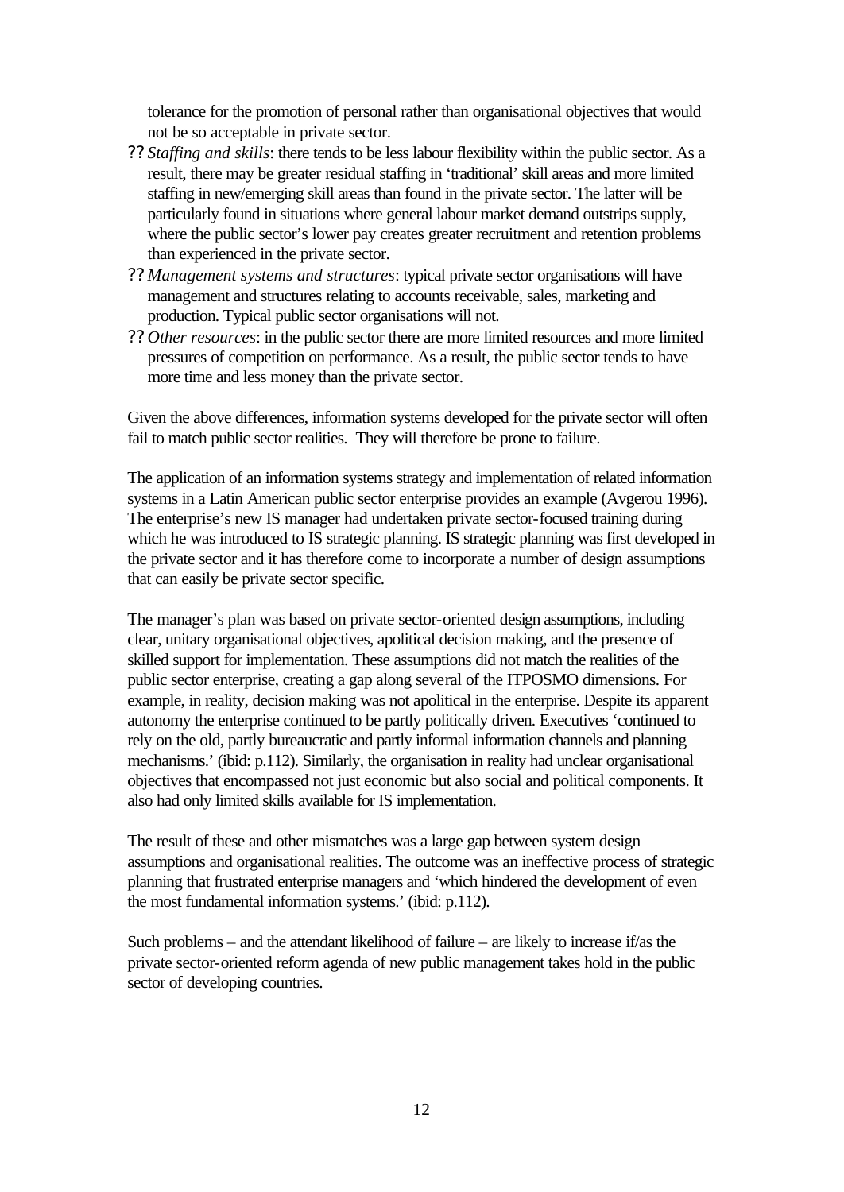tolerance for the promotion of personal rather than organisational objectives that would not be so acceptable in private sector.

- *Staffing and skills*: there tends to be less labour flexibility within the public sector. As a result, there may be greater residual staffing in 'traditional' skill areas and more limited staffing in new/emerging skill areas than found in the private sector. The latter will be particularly found in situations where general labour market demand outstrips supply, where the public sector's lower pay creates greater recruitment and retention problems than experienced in the private sector.
- *Management systems and structures*: typical private sector organisations will have management and structures relating to accounts receivable, sales, marketing and production. Typical public sector organisations will not.
- *Other resources*: in the public sector there are more limited resources and more limited pressures of competition on performance. As a result, the public sector tends to have more time and less money than the private sector.

Given the above differences, information systems developed for the private sector will often fail to match public sector realities. They will therefore be prone to failure.

The application of an information systems strategy and implementation of related information systems in a Latin American public sector enterprise provides an example (Avgerou 1996). The enterprise's new IS manager had undertaken private sector-focused training during which he was introduced to IS strategic planning. IS strategic planning was first developed in the private sector and it has therefore come to incorporate a number of design assumptions that can easily be private sector specific.

The manager's plan was based on private sector-oriented design assumptions, including clear, unitary organisational objectives, apolitical decision making, and the presence of skilled support for implementation. These assumptions did not match the realities of the public sector enterprise, creating a gap along several of the ITPOSMO dimensions. For example, in reality, decision making was not apolitical in the enterprise. Despite its apparent autonomy the enterprise continued to be partly politically driven. Executives 'continued to rely on the old, partly bureaucratic and partly informal information channels and planning mechanisms.' (ibid: p.112). Similarly, the organisation in reality had unclear organisational objectives that encompassed not just economic but also social and political components. It also had only limited skills available for IS implementation.

The result of these and other mismatches was a large gap between system design assumptions and organisational realities. The outcome was an ineffective process of strategic planning that frustrated enterprise managers and 'which hindered the development of even the most fundamental information systems.' (ibid: p.112).

Such problems – and the attendant likelihood of failure – are likely to increase if/as the private sector-oriented reform agenda of new public management takes hold in the public sector of developing countries.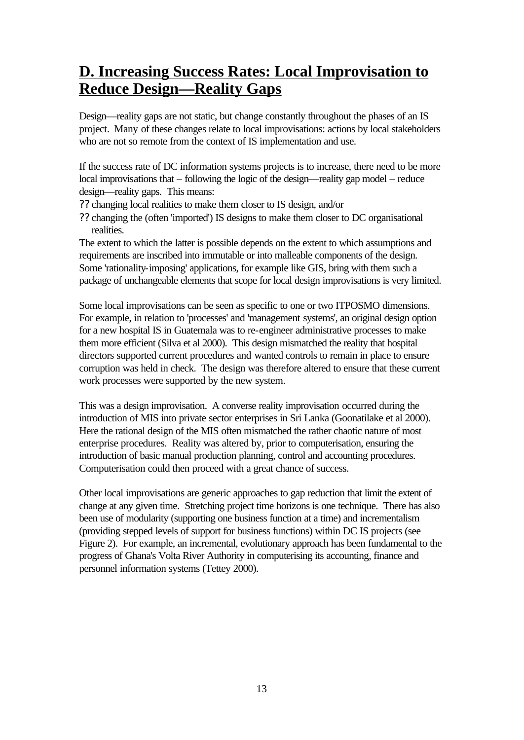## D. Increasing Success Rates: Local Improvisation to Reduce Design—Reality Gaps

Design—reality gaps are not static, but change constantly throughout the phases of an IS project. Many of these changes relate to local improvisations: actions by local stakeholders who are not so remote from the context of IS implementation and use.

If the success rate of DC information systems projects is to increase, there need to be more local improvisations that – following the logic of the design—reality gap model – reduce design—reality gaps. This means:

- changing local realities to make them closer to IS design, and/or
- changing the (often 'imported') IS designs to make them closer to DC organisational realities.

The extent to which the latter is possible depends on the extent to which assumptions and requirements are inscribed into immutable or into malleable components of the design. Some 'rationality-imposing' applications, for example like GIS, bring with them such a package of unchangeable elements that scope for local design improvisations is very limited.

Some local improvisations can be seen as specific to one or two ITPOSMO dimensions. For example, in relation to 'processes' and 'management systems', an original design option for a new hospital IS in Guatemala was to re-engineer administrative processes to make them more efficient (Silva et al 2000). This design mismatched the reality that hospital directors supported current procedures and wanted controls to remain in place to ensure corruption was held in check. The design was therefore altered to ensure that these current work processes were supported by the new system.

This was a design improvisation. A converse reality improvisation occurred during the introduction of MIS into private sector enterprises in Sri Lanka (Goonatilake et al 2000). Here the rational design of the MIS often mismatched the rather chaotic nature of most enterprise procedures. Reality was altered by, prior to computerisation, ensuring the introduction of basic manual production planning, control and accounting procedures. Computerisation could then proceed with a great chance of success.

Other local improvisations are generic approaches to gap reduction that limit the extent of change at any given time. Stretching project time horizons is one technique. There has also been use of modularity (supporting one business function at a time) and incrementalism (providing stepped levels of support for business functions) within DC IS projects (see Figure 2). For example, an incremental, evolutionary approach has been fundamental to the progress of Ghana's Volta River Authority in computerising its accounting, finance and personnel information systems (Tettey 2000).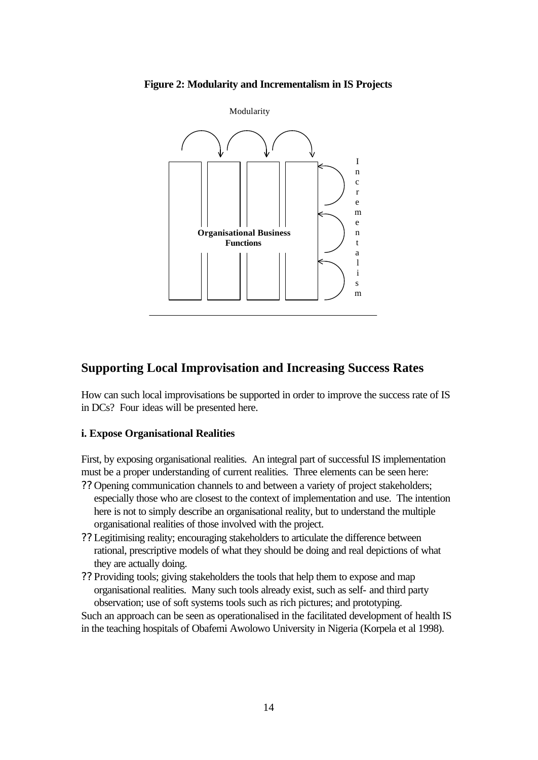**Figure 2: Modularity and Incrementalism in IS Projects**

Modularity

Organisational Business Functions

Incrementalism

## Supporting Local Improvisation and Increasing Success Rates

How can such local improvisations be supported in order to improve the success rate of IS in DCs? Four ideas will be presented here.

#### i. Expose Organisational Realities

First, by exposing organisational realities. An integral part of successful IS implementation must be a proper understanding of current realities. Three elements can be seen here:

- Opening communication channels to and between a variety of project stakeholders; especially those who are closest to the context of implementation and use. The intention here is not to simply describe an organisational reality, but to understand the multiple organisational realities of those involved with the project.
- Legitimising reality; encouraging stakeholders to articulate the difference between rational, prescriptive models of what they should be doing and real depictions of what they are actually doing.
- Providing tools; giving stakeholders the tools that help them to expose and map organisational realities. Many such tools already exist, such as self- and third party observation; use of soft systems tools such as rich pictures; and prototyping.

Such an approach can be seen as operationalised in the facilitated development of health IS in the teaching hospitals of Obafemi Awolowo University in Nigeria (Korpela et al 1998).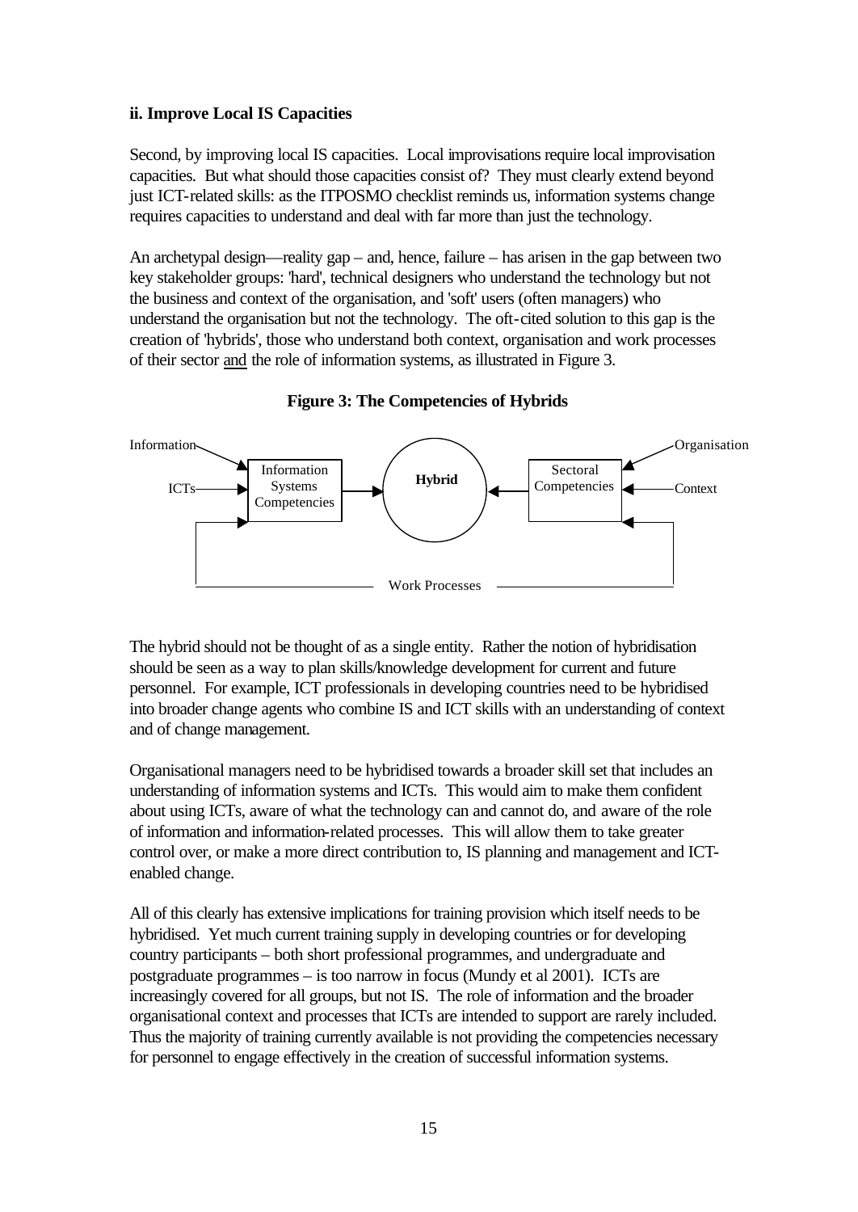**ii. Improve Local IS Capacities**

Second, by improving local IS capacities. Local improvisations require local improvisation capacities. But what should those capacities consist of? They must clearly extend beyond just ICT-related skills: as the ITPOSMO checklist reminds us, information systems change requires capacities to understand and deal with far more than just the technology.

An archetypal design—reality gap – and, hence, failure – has arisen in the gap between two key stakeholder groups: 'hard', technical designers who understand the technology but not the business and context of the organisation, and 'soft' users (often managers) who understand the organisation but not the technology. The oft-cited solution to this gap is the creation of 'hybrids', those who understand both context, organisation and work processes of their sector and the role of information systems, as illustrated in Figure 3.

**Figure 3: The Competencies of Hybrids**

The hybrid should not be thought of as a single entity. Rather the notion of hybridisation should be seen as a way to plan skills/knowledge development for current and future personnel. For example, ICT professionals in developing countries need to be hybridised into broader change agents who combine IS and ICT skills with an understanding of context and of change management.

Organisational managers need to be hybridised towards a broader skill set that includes an understanding of information systems and ICTs. This would aim to make them confident about using ICTs, aware of what the technology can and cannot do, and aware of the role of information and information-related processes. This will allow them to take greater control over, or make a more direct contribution to, IS planning and management and ICT-enabled change.

All of this clearly has extensive implications for training provision which itself needs to be hybridised. Yet much current training supply in developing countries or for developing country participants – both short professional programmes, and undergraduate and postgraduate programmes – is too narrow in focus (Mundy et al 2001). ICTs are increasingly covered for all groups, but not IS. The role of information and the broader organisational context and processes that ICTs are intended to support are rarely included. Thus the majority of training currently available is not providing the competencies necessary for personnel to engage effectively in the creation of successful information systems.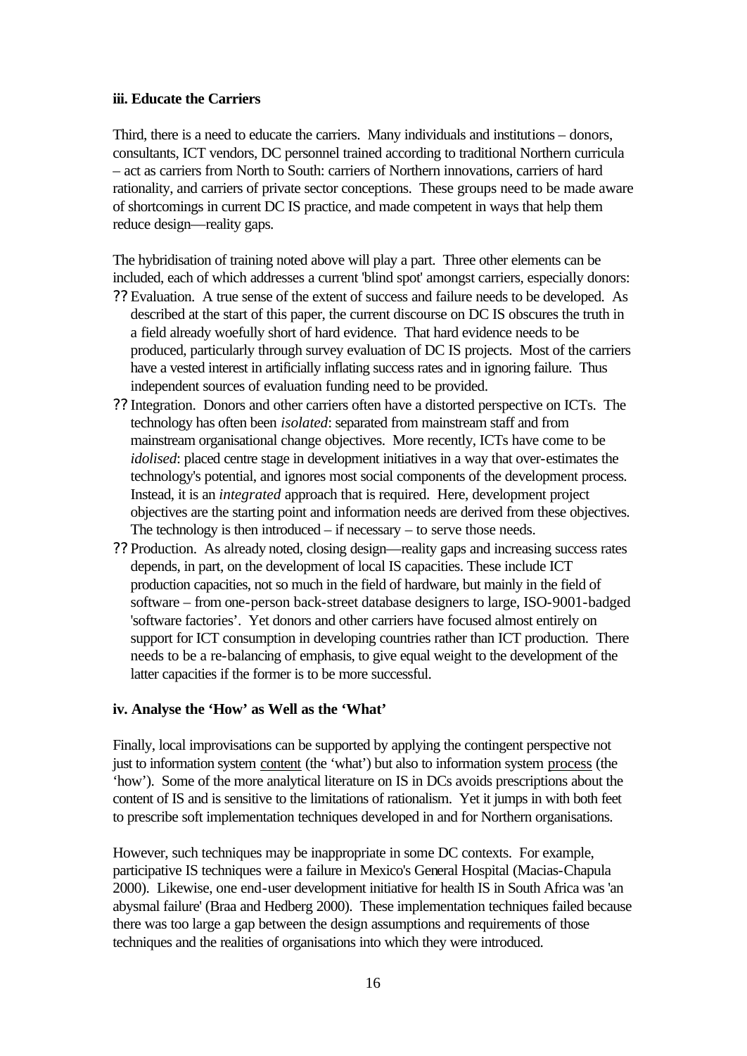**iii. Educate the Carriers**

Third, there is a need to educate the carriers. Many individuals and institutions – donors, consultants, ICT vendors, DC personnel trained according to traditional Northern curricula – act as carriers from North to South: carriers of Northern innovations, carriers of hard rationality, and carriers of private sector conceptions. These groups need to be made aware of shortcomings in current DC IS practice, and made competent in ways that help them reduce design—reality gaps.

The hybridisation of training noted above will play a part. Three other elements can be included, each of which addresses a current 'blind spot' amongst carriers, especially donors:

- Evaluation. A true sense of the extent of success and failure needs to be developed. As described at the start of this paper, the current discourse on DC IS obscures the truth in a field already woefully short of hard evidence. That hard evidence needs to be produced, particularly through survey evaluation of DC IS projects. Most of the carriers have a vested interest in artificially inflating success rates and in ignoring failure. Thus independent sources of evaluation funding need to be provided.
- Integration. Donors and other carriers often have a distorted perspective on ICTs. The technology has often been *isolated*: separated from mainstream staff and from mainstream organisational change objectives. More recently, ICTs have come to be *idolised*: placed centre stage in development initiatives in a way that over-estimates the technology's potential, and ignores most social components of the development process. Instead, it is an *integrated* approach that is required. Here, development project objectives are the starting point and information needs are derived from these objectives. The technology is then introduced – if necessary – to serve those needs.
- Production. As already noted, closing design—reality gaps and increasing success rates depends, in part, on the development of local IS capacities. These include ICT production capacities, not so much in the field of hardware, but mainly in the field of software – from one-person back-street database designers to large, ISO-9001-badged 'software factories'. Yet donors and other carriers have focused almost entirely on support for ICT consumption in developing countries rather than ICT production. There needs to be a re-balancing of emphasis, to give equal weight to the development of the latter capacities if the former is to be more successful.

**iv. Analyse the 'How' as Well as the 'What'**

Finally, local improvisations can be supported by applying the contingent perspective not just to information system content (the 'what') but also to information system process (the 'how'). Some of the more analytical literature on IS in DCs avoids prescriptions about the content of IS and is sensitive to the limitations of rationalism. Yet it jumps in with both feet to prescribe soft implementation techniques developed in and for Northern organisations.

However, such techniques may be inappropriate in some DC contexts. For example, participative IS techniques were a failure in Mexico's General Hospital (Macias-Chapula 2000). Likewise, one end-user development initiative for health IS in South Africa was 'an abysmal failure' (Braa and Hedberg 2000). These implementation techniques failed because there was too large a gap between the design assumptions and requirements of those techniques and the realities of organisations into which they were introduced.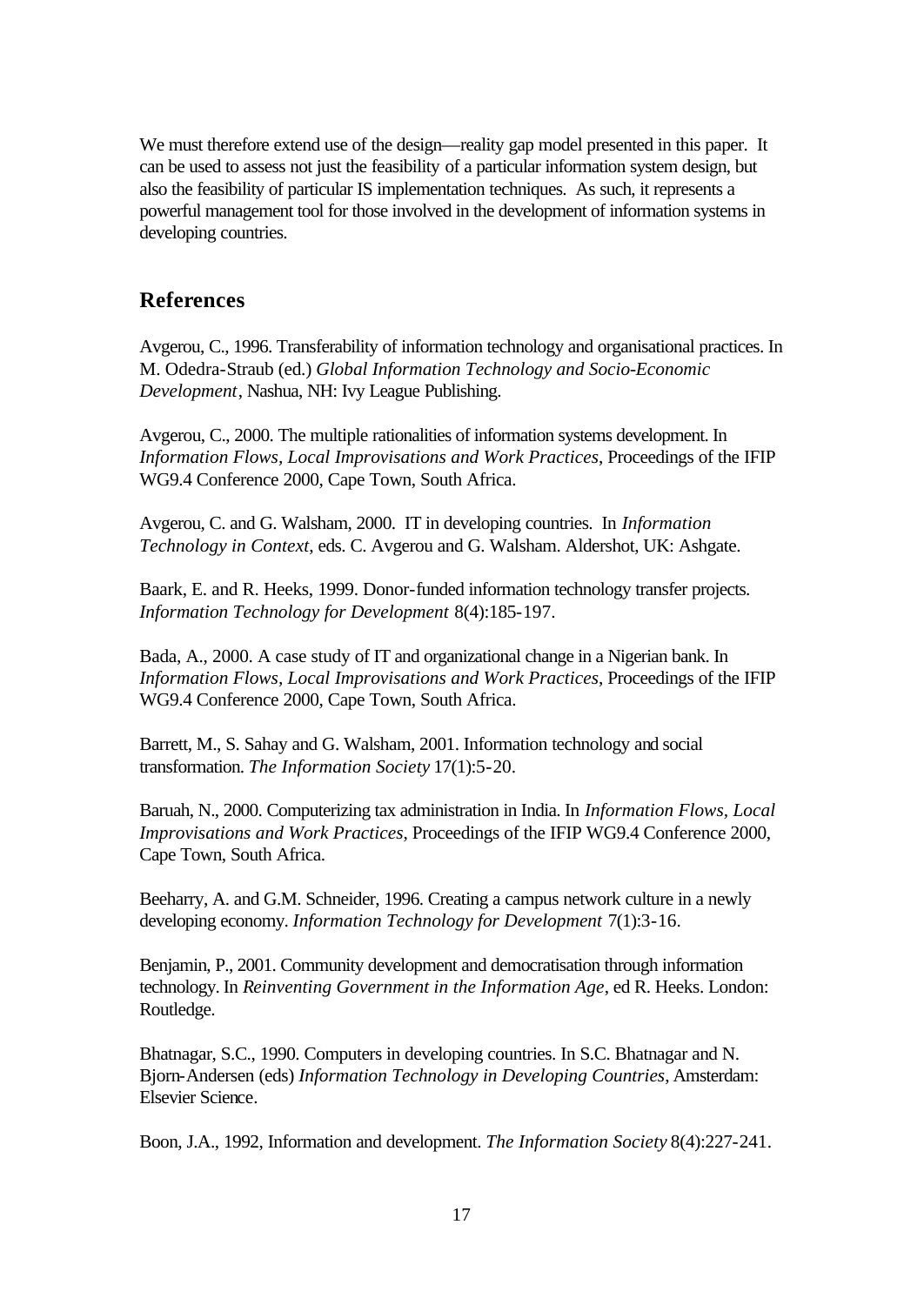We must therefore extend use of the design—reality gap model presented in this paper. It can be used to assess not just the feasibility of a particular information system design, but also the feasibility of particular IS implementation techniques. As such, it represents a powerful management tool for those involved in the development of information systems in developing countries.

## References

Avgerou, C., 1996. Transferability of information technology and organisational practices. In M. Odedra-Straub (ed.) *Global Information Technology and Socio-Economic Development*, Nashua, NH: Ivy League Publishing.

Avgerou, C., 2000. The multiple rationalities of information systems development. In *Information Flows, Local Improvisations and Work Practices*, Proceedings of the IFIP WG9.4 Conference 2000, Cape Town, South Africa.

Avgerou, C. and G. Walsham, 2000. IT in developing countries. In *Information Technology in Context*, eds. C. Avgerou and G. Walsham. Aldershot, UK: Ashgate.

Baark, E. and R. Heeks, 1999. Donor-funded information technology transfer projects. *Information Technology for Development* 8(4):185-197.

Bada, A., 2000. A case study of IT and organizational change in a Nigerian bank. In *Information Flows, Local Improvisations and Work Practices*, Proceedings of the IFIP WG9.4 Conference 2000, Cape Town, South Africa.

Barrett, M., S. Sahay and G. Walsham, 2001. Information technology and social transformation. *The Information Society* 17(1):5-20.

Baruah, N., 2000. Computerizing tax administration in India. In *Information Flows, Local Improvisations and Work Practices*, Proceedings of the IFIP WG9.4 Conference 2000, Cape Town, South Africa.

Beeharry, A. and G.M. Schneider, 1996. Creating a campus network culture in a newly developing economy. *Information Technology for Development* 7(1):3-16.

Benjamin, P., 2001. Community development and democratisation through information technology. In *Reinventing Government in the Information Age*, ed R. Heeks. London: Routledge.

Bhatnagar, S.C., 1990. Computers in developing countries. In S.C. Bhatnagar and N. Bjorn-Andersen (eds) *Information Technology in Developing Countries*, Amsterdam: Elsevier Science.

Boon, J.A., 1992, Information and development. *The Information Society* 8(4):227-241.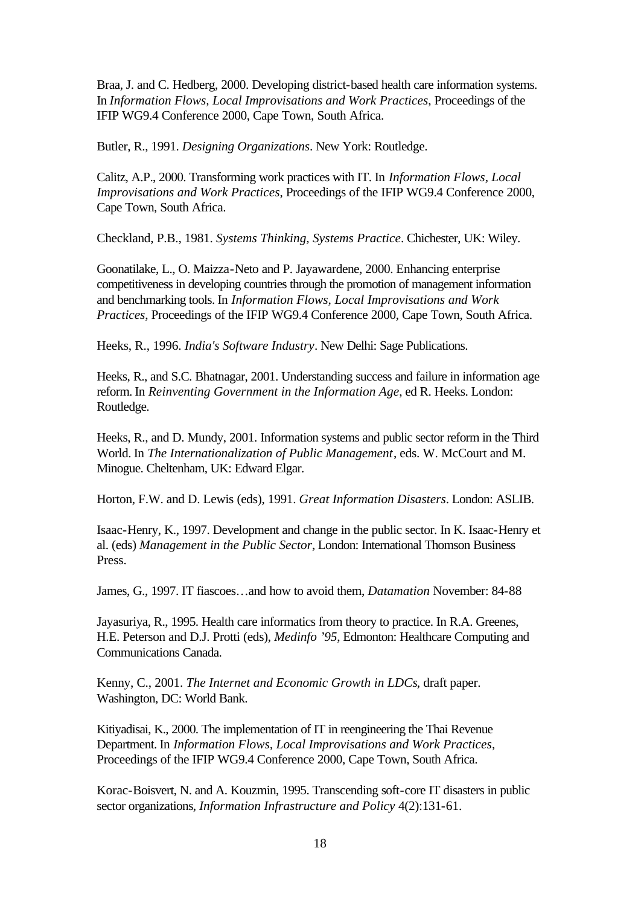Braa, J. and C. Hedberg, 2000. Developing district-based health care information systems. In *Information Flows, Local Improvisations and Work Practices*, Proceedings of the IFIP WG9.4 Conference 2000, Cape Town, South Africa.

Butler, R., 1991. *Designing Organizations*. New York: Routledge.

Calitz, A.P., 2000. Transforming work practices with IT. In *Information Flows, Local Improvisations and Work Practices*, Proceedings of the IFIP WG9.4 Conference 2000, Cape Town, South Africa.

Checkland, P.B., 1981. *Systems Thinking, Systems Practice*. Chichester, UK: Wiley.

Goonatilake, L., O. Maizza-Neto and P. Jayawardene, 2000. Enhancing enterprise competitiveness in developing countries through the promotion of management information and benchmarking tools. In *Information Flows, Local Improvisations and Work Practices*, Proceedings of the IFIP WG9.4 Conference 2000, Cape Town, South Africa.

Heeks, R., 1996. *India's Software Industry*. New Delhi: Sage Publications.

Heeks, R., and S.C. Bhatnagar, 2001. Understanding success and failure in information age reform. In *Reinventing Government in the Information Age*, ed R. Heeks. London: Routledge.

Heeks, R., and D. Mundy, 2001. Information systems and public sector reform in the Third World. In *The Internationalization of Public Management*, eds. W. McCourt and M. Minogue. Cheltenham, UK: Edward Elgar.

Horton, F.W. and D. Lewis (eds), 1991. *Great Information Disasters*. London: ASLIB.

Isaac-Henry, K., 1997. Development and change in the public sector. In K. Isaac-Henry et al. (eds) *Management in the Public Sector*, London: International Thomson Business Press.

James, G., 1997. IT fiascoes…and how to avoid them, *Datamation* November: 84-88

Jayasuriya, R., 1995. Health care informatics from theory to practice. In R.A. Greenes, H.E. Peterson and D.J. Protti (eds), *Medinfo '95*, Edmonton: Healthcare Computing and Communications Canada.

Kenny, C., 2001. *The Internet and Economic Growth in LDCs*, draft paper. Washington, DC: World Bank.

Kitiyadisai, K., 2000. The implementation of IT in reengineering the Thai Revenue Department. In *Information Flows, Local Improvisations and Work Practices*, Proceedings of the IFIP WG9.4 Conference 2000, Cape Town, South Africa.

Korac-Boisvert, N. and A. Kouzmin, 1995. Transcending soft-core IT disasters in public sector organizations, *Information Infrastructure and Policy* 4(2):131-61.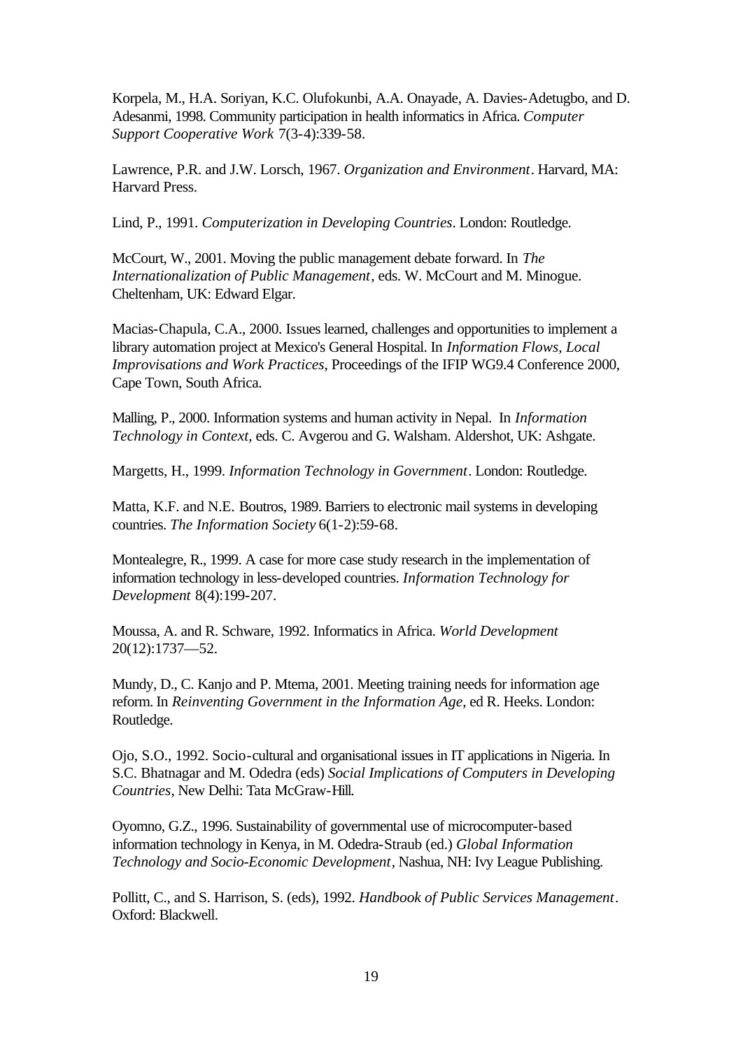Korpela, M., H.A. Soriyan, K.C. Olufokunbi, A.A. Onayade, A. Davies-Adetugbo, and D. Adesanmi, 1998. Community participation in health informatics in Africa. *Computer Support Cooperative Work* 7(3-4):339-58.

Lawrence, P.R. and J.W. Lorsch, 1967. *Organization and Environment*. Harvard, MA: Harvard Press.

Lind, P., 1991. *Computerization in Developing Countries*. London: Routledge.

McCourt, W., 2001. Moving the public management debate forward. In *The Internationalization of Public Management*, eds. W. McCourt and M. Minogue. Cheltenham, UK: Edward Elgar.

Macias-Chapula, C.A., 2000. Issues learned, challenges and opportunities to implement a library automation project at Mexico's General Hospital. In *Information Flows, Local Improvisations and Work Practices*, Proceedings of the IFIP WG9.4 Conference 2000, Cape Town, South Africa.

Malling, P., 2000. Information systems and human activity in Nepal. In *Information Technology in Context*, eds. C. Avgerou and G. Walsham. Aldershot, UK: Ashgate.

Margetts, H., 1999. *Information Technology in Government*. London: Routledge.

Matta, K.F. and N.E. Boutros, 1989. Barriers to electronic mail systems in developing countries. *The Information Society* 6(1-2):59-68.

Montealegre, R., 1999. A case for more case study research in the implementation of information technology in less-developed countries. *Information Technology for Development* 8(4):199-207.

Moussa, A. and R. Schware, 1992. Informatics in Africa. *World Development* 20(12):1737—52.

Mundy, D., C. Kanjo and P. Mtema, 2001. Meeting training needs for information age reform. In *Reinventing Government in the Information Age*, ed R. Heeks. London: Routledge.

Ojo, S.O., 1992. Socio-cultural and organisational issues in IT applications in Nigeria. In S.C. Bhatnagar and M. Odedra (eds) *Social Implications of Computers in Developing Countries*, New Delhi: Tata McGraw-Hill.

Oyomno, G.Z., 1996. Sustainability of governmental use of microcomputer-based information technology in Kenya, in M. Odedra-Straub (ed.) *Global Information Technology and Socio-Economic Development*, Nashua, NH: Ivy League Publishing.

Pollitt, C., and S. Harrison, S. (eds), 1992. *Handbook of Public Services Management*. Oxford: Blackwell.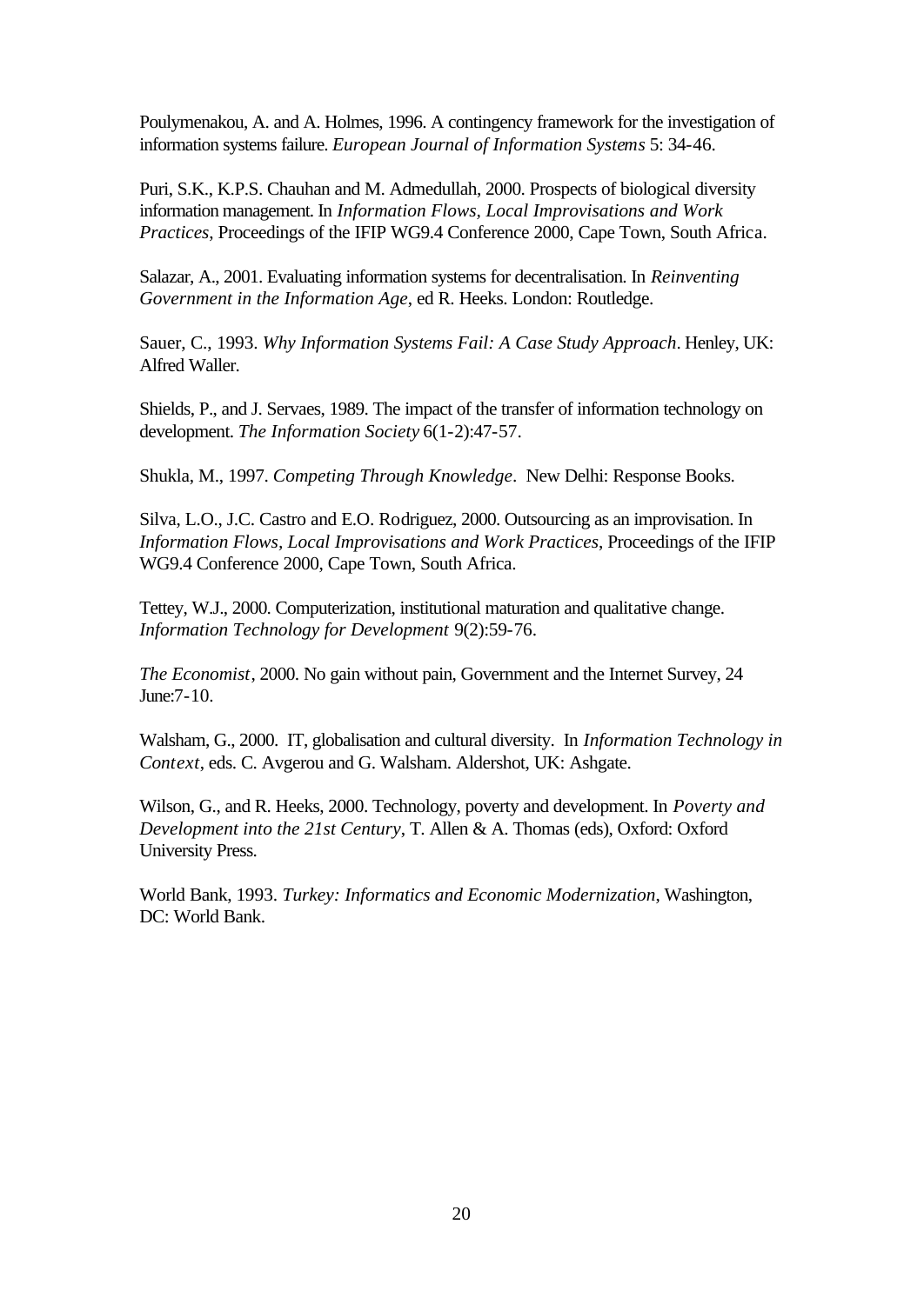Poulymenakou, A. and A. Holmes, 1996. A contingency framework for the investigation of information systems failure. *European Journal of Information Systems* 5: 34-46.

Puri, S.K., K.P.S. Chauhan and M. Admedullah, 2000. Prospects of biological diversity information management. In *Information Flows, Local Improvisations and Work Practices*, Proceedings of the IFIP WG9.4 Conference 2000, Cape Town, South Africa.

Salazar, A., 2001. Evaluating information systems for decentralisation. In *Reinventing Government in the Information Age*, ed R. Heeks. London: Routledge.

Sauer, C., 1993. *Why Information Systems Fail: A Case Study Approach*. Henley, UK: Alfred Waller.

Shields, P., and J. Servaes, 1989. The impact of the transfer of information technology on development. *The Information Society* 6(1-2):47-57.

Shukla, M., 1997. *Competing Through Knowledge*. New Delhi: Response Books.

Silva, L.O., J.C. Castro and E.O. Rodriguez, 2000. Outsourcing as an improvisation. In *Information Flows, Local Improvisations and Work Practices*, Proceedings of the IFIP WG9.4 Conference 2000, Cape Town, South Africa.

Tettey, W.J., 2000. Computerization, institutional maturation and qualitative change. *Information Technology for Development* 9(2):59-76.

*The Economist*, 2000. No gain without pain, Government and the Internet Survey, 24 June:7-10.

Walsham, G., 2000. IT, globalisation and cultural diversity. In *Information Technology in Context*, eds. C. Avgerou and G. Walsham. Aldershot, UK: Ashgate.

Wilson, G., and R. Heeks, 2000. Technology, poverty and development. In *Poverty and Development into the 21st Century*, T. Allen & A. Thomas (eds), Oxford: Oxford University Press.

World Bank, 1993. *Turkey: Informatics and Economic Modernization*, Washington, DC: World Bank.